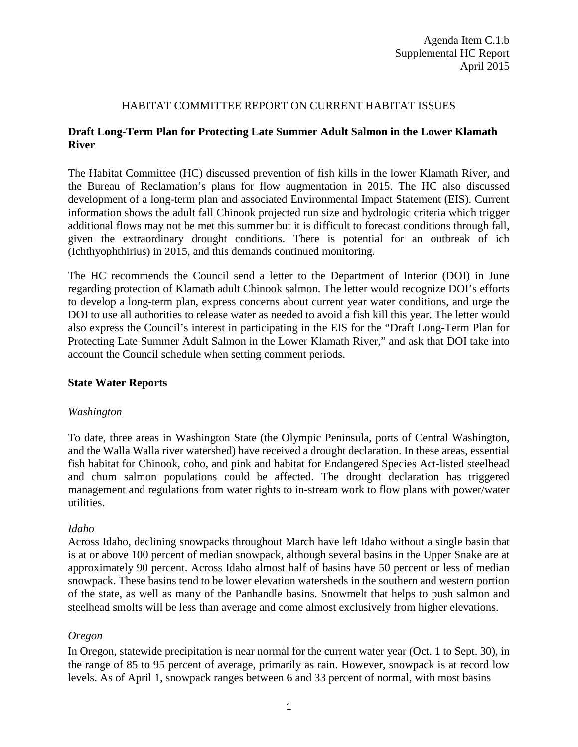Agenda Item C.1.b
Supplemental HC Report
April 2015

# HABITAT COMMITTEE REPORT ON CURRENT HABITAT ISSUES

## Draft Long-Term Plan for Protecting Late Summer Adult Salmon in the Lower Klamath River

The Habitat Committee (HC) discussed prevention of fish kills in the lower Klamath River, and the Bureau of Reclamation's plans for flow augmentation in 2015. The HC also discussed development of a long-term plan and associated Environmental Impact Statement (EIS). Current information shows the adult fall Chinook projected run size and hydrologic criteria which trigger additional flows may not be met this summer but it is difficult to forecast conditions through fall, given the extraordinary drought conditions. There is potential for an outbreak of ich (Ichthyophthirius) in 2015, and this demands continued monitoring.

The HC recommends the Council send a letter to the Department of Interior (DOI) in June regarding protection of Klamath adult Chinook salmon. The letter would recognize DOI's efforts to develop a long-term plan, express concerns about current year water conditions, and urge the DOI to use all authorities to release water as needed to avoid a fish kill this year. The letter would also express the Council's interest in participating in the EIS for the "Draft Long-Term Plan for Protecting Late Summer Adult Salmon in the Lower Klamath River," and ask that DOI take into account the Council schedule when setting comment periods.

## State Water Reports

### *Washington*

To date, three areas in Washington State (the Olympic Peninsula, ports of Central Washington, and the Walla Walla river watershed) have received a drought declaration. In these areas, essential fish habitat for Chinook, coho, and pink and habitat for Endangered Species Act-listed steelhead and chum salmon populations could be affected. The drought declaration has triggered management and regulations from water rights to in-stream work to flow plans with power/water utilities.

### *Idaho*

Across Idaho, declining snowpacks throughout March have left Idaho without a single basin that is at or above 100 percent of median snowpack, although several basins in the Upper Snake are at approximately 90 percent. Across Idaho almost half of basins have 50 percent or less of median snowpack. These basins tend to be lower elevation watersheds in the southern and western portion of the state, as well as many of the Panhandle basins. Snowmelt that helps to push salmon and steelhead smolts will be less than average and come almost exclusively from higher elevations.

### *Oregon*

In Oregon, statewide precipitation is near normal for the current water year (Oct. 1 to Sept. 30), in the range of 85 to 95 percent of average, primarily as rain. However, snowpack is at record low levels. As of April 1, snowpack ranges between 6 and 33 percent of normal, with most basins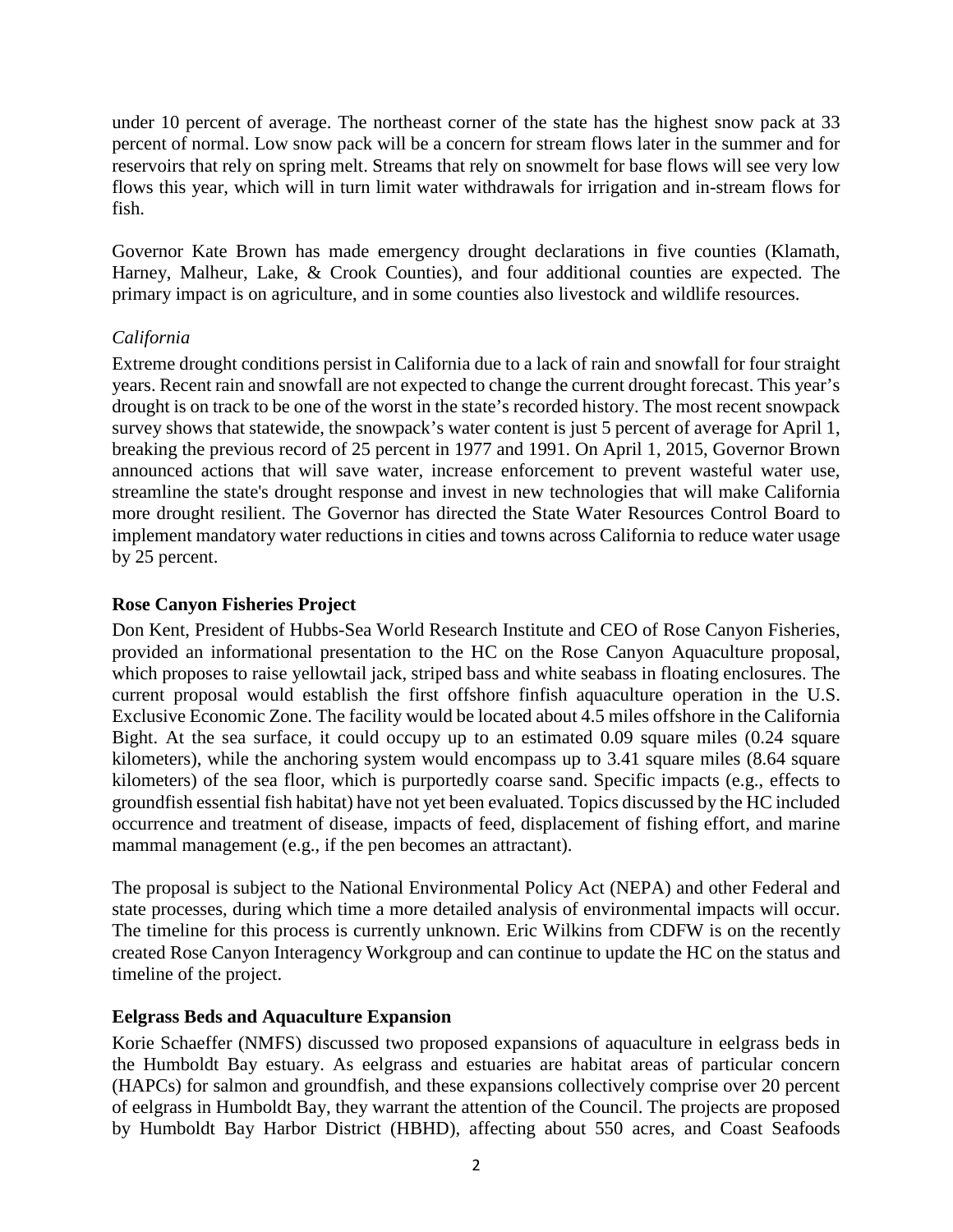under 10 percent of average. The northeast corner of the state has the highest snow pack at 33 percent of normal. Low snow pack will be a concern for stream flows later in the summer and for reservoirs that rely on spring melt. Streams that rely on snowmelt for base flows will see very low flows this year, which will in turn limit water withdrawals for irrigation and in-stream flows for fish.

Governor Kate Brown has made emergency drought declarations in five counties (Klamath, Harney, Malheur, Lake, & Crook Counties), and four additional counties are expected. The primary impact is on agriculture, and in some counties also livestock and wildlife resources.

*California*

Extreme drought conditions persist in California due to a lack of rain and snowfall for four straight years. Recent rain and snowfall are not expected to change the current drought forecast. This year's drought is on track to be one of the worst in the state's recorded history. The most recent snowpack survey shows that statewide, the snowpack's water content is just 5 percent of average for April 1, breaking the previous record of 25 percent in 1977 and 1991. On April 1, 2015, Governor Brown announced actions that will save water, increase enforcement to prevent wasteful water use, streamline the state's drought response and invest in new technologies that will make California more drought resilient. The Governor has directed the State Water Resources Control Board to implement mandatory water reductions in cities and towns across California to reduce water usage by 25 percent.

**Rose Canyon Fisheries Project**

Don Kent, President of Hubbs-Sea World Research Institute and CEO of Rose Canyon Fisheries, provided an informational presentation to the HC on the Rose Canyon Aquaculture proposal, which proposes to raise yellowtail jack, striped bass and white seabass in floating enclosures. The current proposal would establish the first offshore finfish aquaculture operation in the U.S. Exclusive Economic Zone. The facility would be located about 4.5 miles offshore in the California Bight. At the sea surface, it could occupy up to an estimated 0.09 square miles (0.24 square kilometers), while the anchoring system would encompass up to 3.41 square miles (8.64 square kilometers) of the sea floor, which is purportedly coarse sand. Specific impacts (e.g., effects to groundfish essential fish habitat) have not yet been evaluated. Topics discussed by the HC included occurrence and treatment of disease, impacts of feed, displacement of fishing effort, and marine mammal management (e.g., if the pen becomes an attractant).

The proposal is subject to the National Environmental Policy Act (NEPA) and other Federal and state processes, during which time a more detailed analysis of environmental impacts will occur. The timeline for this process is currently unknown. Eric Wilkins from CDFW is on the recently created Rose Canyon Interagency Workgroup and can continue to update the HC on the status and timeline of the project.

**Eelgrass Beds and Aquaculture Expansion**

Korie Schaeffer (NMFS) discussed two proposed expansions of aquaculture in eelgrass beds in the Humboldt Bay estuary. As eelgrass and estuaries are habitat areas of particular concern (HAPCs) for salmon and groundfish, and these expansions collectively comprise over 20 percent of eelgrass in Humboldt Bay, they warrant the attention of the Council. The projects are proposed by Humboldt Bay Harbor District (HBHD), affecting about 550 acres, and Coast Seafoods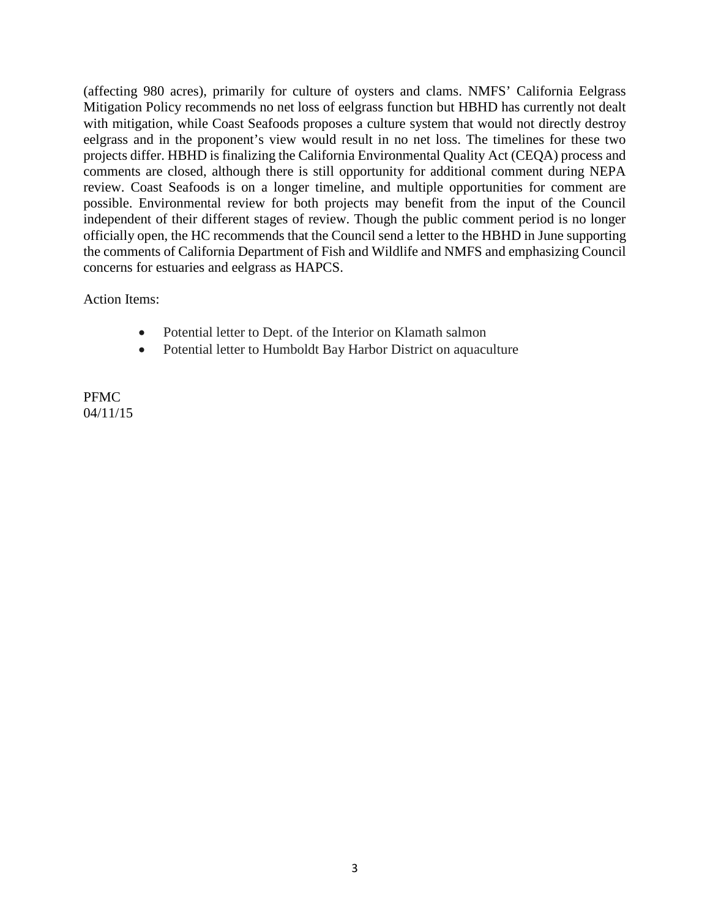(affecting 980 acres), primarily for culture of oysters and clams. NMFS' California Eelgrass Mitigation Policy recommends no net loss of eelgrass function but HBHD has currently not dealt with mitigation, while Coast Seafoods proposes a culture system that would not directly destroy eelgrass and in the proponent's view would result in no net loss. The timelines for these two projects differ. HBHD is finalizing the California Environmental Quality Act (CEQA) process and comments are closed, although there is still opportunity for additional comment during NEPA review. Coast Seafoods is on a longer timeline, and multiple opportunities for comment are possible. Environmental review for both projects may benefit from the input of the Council independent of their different stages of review. Though the public comment period is no longer officially open, the HC recommends that the Council send a letter to the HBHD in June supporting the comments of California Department of Fish and Wildlife and NMFS and emphasizing Council concerns for estuaries and eelgrass as HAPCS.

Action Items:

- Potential letter to Dept. of the Interior on Klamath salmon
- Potential letter to Humboldt Bay Harbor District on aquaculture

PFMC
04/11/15